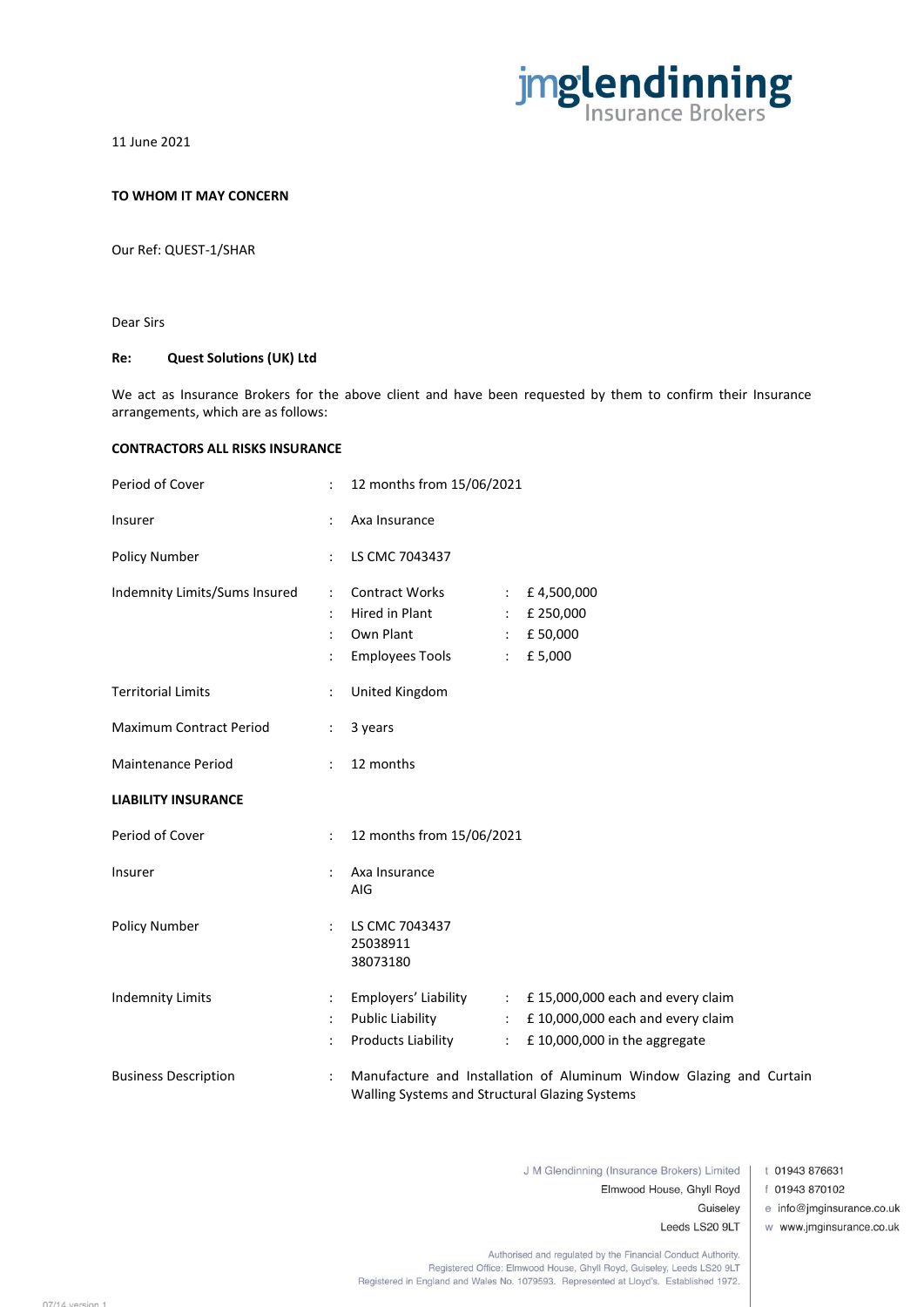11 June 2021

**TO WHOM IT MAY CONCERN**

Our Ref: QUEST-1/SHAR

Dear Sirs

**Re: Quest Solutions (UK) Ltd**

We act as Insurance Brokers for the above client and have been requested by them to confirm their Insurance arrangements, which are as follows:

**CONTRACTORS ALL RISKS INSURANCE**

| | | | | |
|---|---|---|---|---|
| Period of Cover | : | 12 months from 15/06/2021 | | |
| Insurer | : | Axa Insurance | | |
| Policy Number | : | LS CMC 7043437 | | |
| Indemnity Limits/Sums Insured | : | Contract Works | : | £ 4,500,000 |
| | : | Hired in Plant | : | £ 250,000 |
| | : | Own Plant | : | £ 50,000 |
| | : | Employees Tools | : | £ 5,000 |
| Territorial Limits | : | United Kingdom | | |
| Maximum Contract Period | : | 3 years | | |
| Maintenance Period | : | 12 months | | |

**LIABILITY INSURANCE**

| | | | | |
|---|---|---|---|---|
| Period of Cover | : | 12 months from 15/06/2021 | | |
| Insurer | : | Axa Insurance<br>AIG | | |
| Policy Number | : | LS CMC 7043437<br>25038911<br>38073180 | | |
| Indemnity Limits | : | Employers' Liability | : | £ 15,000,000 each and every claim |
| | : | Public Liability | : | £ 10,000,000 each and every claim |
| | : | Products Liability | : | £ 10,000,000 in the aggregate |
| Business Description | : | Manufacture and Installation of Aluminum Window Glazing and Curtain Walling Systems and Structural Glazing Systems | | |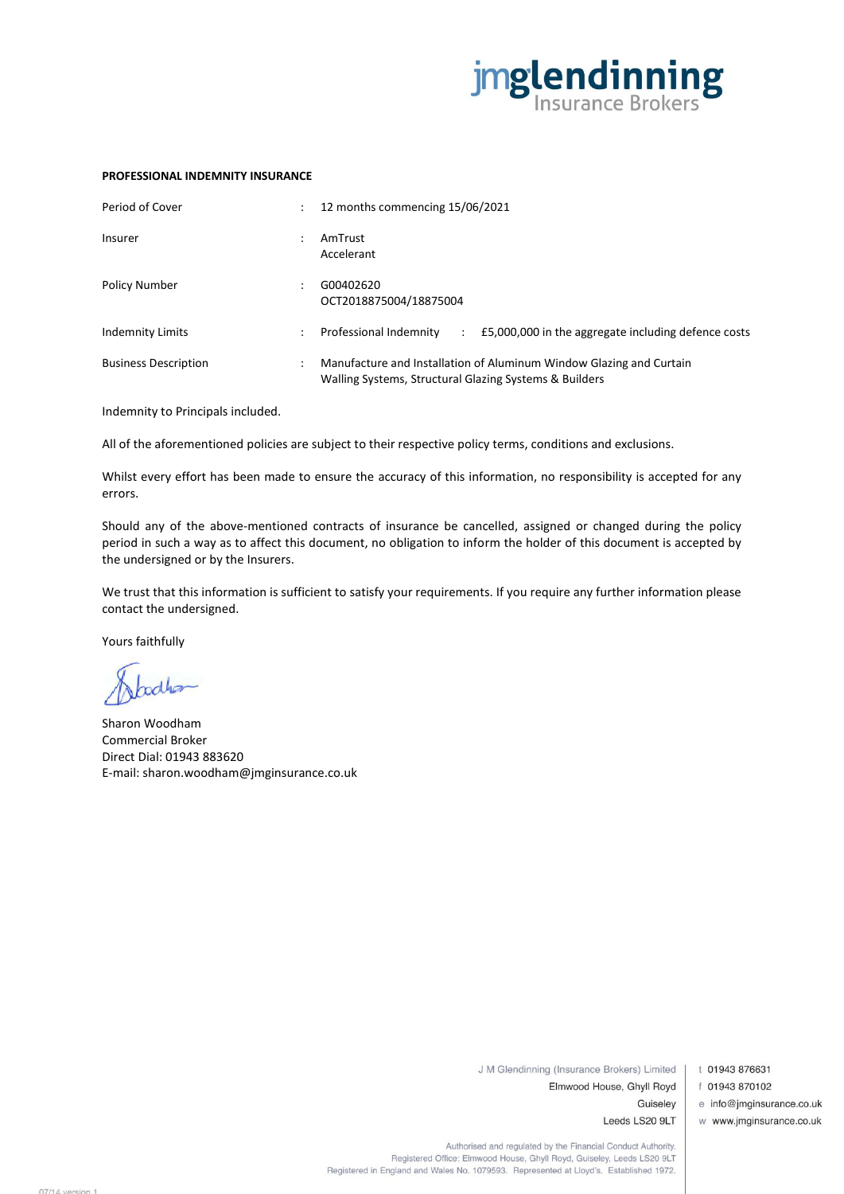jmglendinning Insurance Brokers

**PROFESSIONAL INDEMNITY INSURANCE**

| | | |
|---|---|---|
| Period of Cover | : | 12 months commencing 15/06/2021 |
| Insurer | : | AmTrust<br>Accelerant |
| Policy Number | : | G00402620<br>OCT2018875004/18875004 |
| Indemnity Limits | : | Professional Indemnity : £5,000,000 in the aggregate including defence costs |
| Business Description | : | Manufacture and Installation of Aluminum Window Glazing and Curtain Walling Systems, Structural Glazing Systems & Builders |

Indemnity to Principals included.

All of the aforementioned policies are subject to their respective policy terms, conditions and exclusions.

Whilst every effort has been made to ensure the accuracy of this information, no responsibility is accepted for any errors.

Should any of the above-mentioned contracts of insurance be cancelled, assigned or changed during the policy period in such a way as to affect this document, no obligation to inform the holder of this document is accepted by the undersigned or by the Insurers.

We trust that this information is sufficient to satisfy your requirements. If you require any further information please contact the undersigned.

Yours faithfully

Sharon Woodham
Commercial Broker
Direct Dial: 01943 883620
E-mail: sharon.woodham@jmginsurance.co.uk

J M Glendinning (Insurance Brokers) Limited
Elmwood House, Ghyll Royd
Guiseley
Leeds LS20 9LT

t 01943 876631
f 01943 870102
e info@jmginsurance.co.uk
w www.jmginsurance.co.uk

Authorised and regulated by the Financial Conduct Authority.
Registered Office: Elmwood House, Ghyll Royd, Guiseley, Leeds LS20 9LT
Registered in England and Wales No. 1079593. Represented at Lloyd's. Established 1972.

07/14 version 1